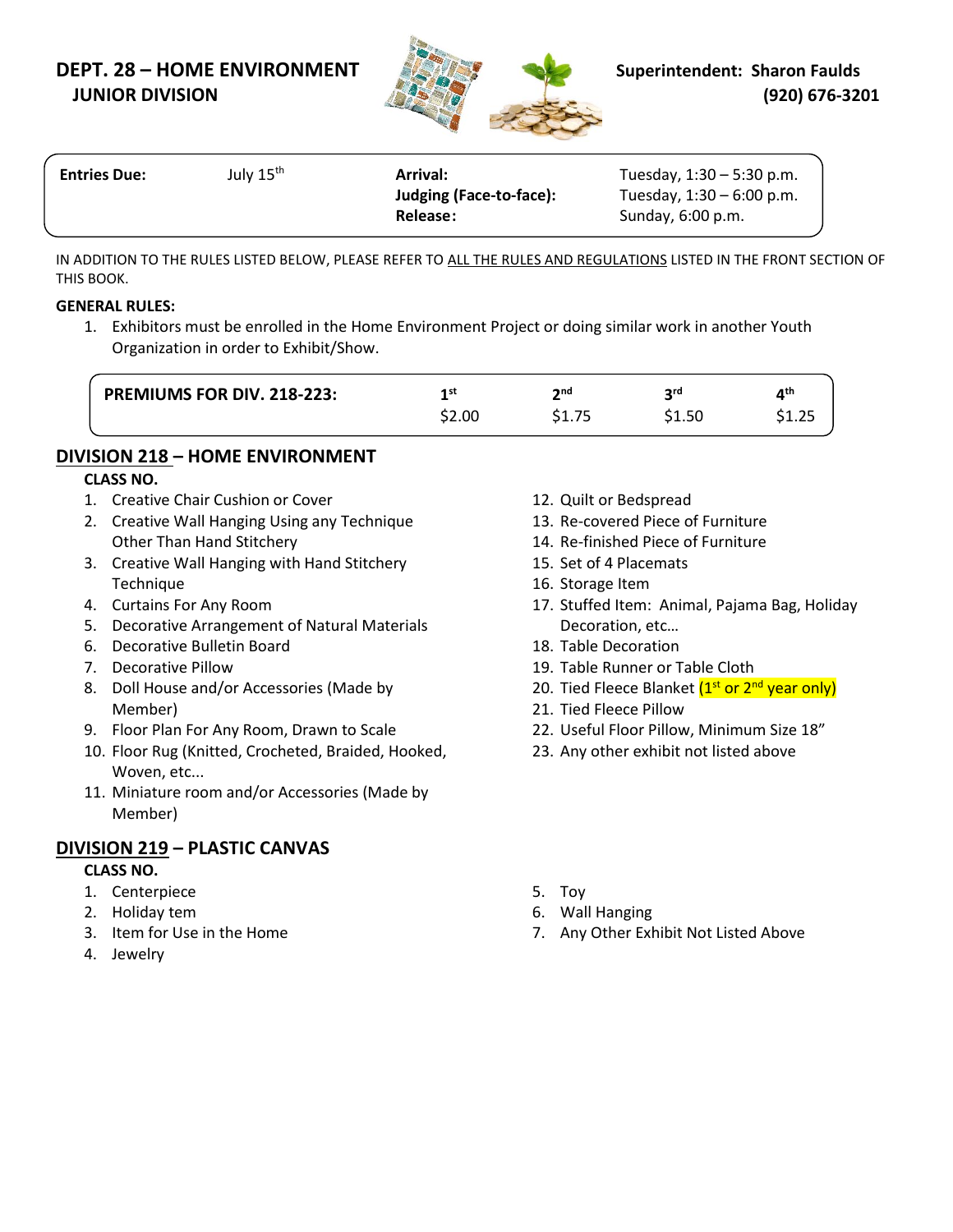# DEPT. 28 – HOME ENVIRONMENT
## JUNIOR DIVISION

**Superintendent: Sharon Faulds**
**(920) 676-3201**

| **Entries Due:** | July 15th | **Arrival:** | Tuesday, 1:30 – 5:30 p.m. |
|---|---|---|---|
| | | **Judging (Face-to-face):** | Tuesday, 1:30 – 6:00 p.m. |
| | | **Release:** | Sunday, 6:00 p.m. |

IN ADDITION TO THE RULES LISTED BELOW, PLEASE REFER TO ALL THE RULES AND REGULATIONS LISTED IN THE FRONT SECTION OF THIS BOOK.

**GENERAL RULES:**

1. Exhibitors must be enrolled in the Home Environment Project or doing similar work in another Youth Organization in order to Exhibit/Show.

| **PREMIUMS FOR DIV. 218-223:** | 1st | 2nd | 3rd | 4th |
|---|---|---|---|---|
| | $2.00 | $1.75 | $1.50 | $1.25 |

## DIVISION 218 – HOME ENVIRONMENT

**CLASS NO.**

1. Creative Chair Cushion or Cover
2. Creative Wall Hanging Using any Technique Other Than Hand Stitchery
3. Creative Wall Hanging with Hand Stitchery Technique
4. Curtains For Any Room
5. Decorative Arrangement of Natural Materials
6. Decorative Bulletin Board
7. Decorative Pillow
8. Doll House and/or Accessories (Made by Member)
9. Floor Plan For Any Room, Drawn to Scale
10. Floor Rug (Knitted, Crocheted, Braided, Hooked, Woven, etc...
11. Miniature room and/or Accessories (Made by Member)
12. Quilt or Bedspread
13. Re-covered Piece of Furniture
14. Re-finished Piece of Furniture
15. Set of 4 Placemats
16. Storage Item
17. Stuffed Item: Animal, Pajama Bag, Holiday Decoration, etc…
18. Table Decoration
19. Table Runner or Table Cloth
20. Tied Fleece Blanket (1st or 2nd year only)
21. Tied Fleece Pillow
22. Useful Floor Pillow, Minimum Size 18"
23. Any other exhibit not listed above

## DIVISION 219 – PLASTIC CANVAS

**CLASS NO.**

1. Centerpiece
2. Holiday tem
3. Item for Use in the Home
4. Jewelry
5. Toy
6. Wall Hanging
7. Any Other Exhibit Not Listed Above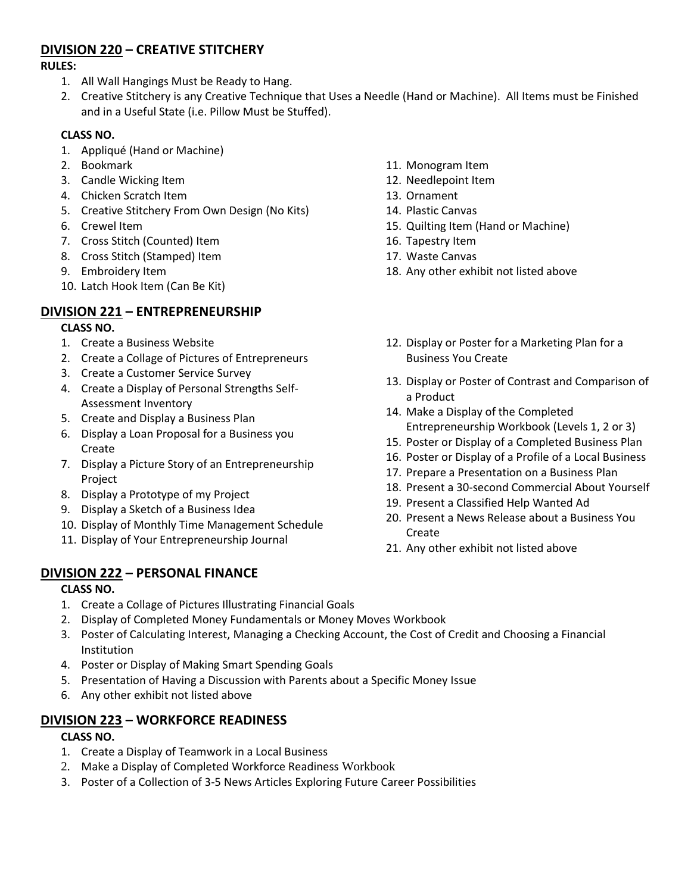## DIVISION 220 – CREATIVE STITCHERY

**RULES:**

1. All Wall Hangings Must be Ready to Hang.
2. Creative Stitchery is any Creative Technique that Uses a Needle (Hand or Machine). All Items must be Finished and in a Useful State (i.e. Pillow Must be Stuffed).

**CLASS NO.**

1. Appliqué (Hand or Machine)
2. Bookmark
3. Candle Wicking Item
4. Chicken Scratch Item
5. Creative Stitchery From Own Design (No Kits)
6. Crewel Item
7. Cross Stitch (Counted) Item
8. Cross Stitch (Stamped) Item
9. Embroidery Item
10. Latch Hook Item (Can Be Kit)
11. Monogram Item
12. Needlepoint Item
13. Ornament
14. Plastic Canvas
15. Quilting Item (Hand or Machine)
16. Tapestry Item
17. Waste Canvas
18. Any other exhibit not listed above

## DIVISION 221 – ENTREPRENEURSHIP

**CLASS NO.**

1. Create a Business Website
2. Create a Collage of Pictures of Entrepreneurs
3. Create a Customer Service Survey
4. Create a Display of Personal Strengths Self-Assessment Inventory
5. Create and Display a Business Plan
6. Display a Loan Proposal for a Business you Create
7. Display a Picture Story of an Entrepreneurship Project
8. Display a Prototype of my Project
9. Display a Sketch of a Business Idea
10. Display of Monthly Time Management Schedule
11. Display of Your Entrepreneurship Journal
12. Display or Poster for a Marketing Plan for a Business You Create
13. Display or Poster of Contrast and Comparison of a Product
14. Make a Display of the Completed Entrepreneurship Workbook (Levels 1, 2 or 3)
15. Poster or Display of a Completed Business Plan
16. Poster or Display of a Profile of a Local Business
17. Prepare a Presentation on a Business Plan
18. Present a 30-second Commercial About Yourself
19. Present a Classified Help Wanted Ad
20. Present a News Release about a Business You Create
21. Any other exhibit not listed above

## DIVISION 222 – PERSONAL FINANCE

**CLASS NO.**

1. Create a Collage of Pictures Illustrating Financial Goals
2. Display of Completed Money Fundamentals or Money Moves Workbook
3. Poster of Calculating Interest, Managing a Checking Account, the Cost of Credit and Choosing a Financial Institution
4. Poster or Display of Making Smart Spending Goals
5. Presentation of Having a Discussion with Parents about a Specific Money Issue
6. Any other exhibit not listed above

## DIVISION 223 – WORKFORCE READINESS

**CLASS NO.**

1. Create a Display of Teamwork in a Local Business
2. Make a Display of Completed Workforce Readiness Workbook
3. Poster of a Collection of 3-5 News Articles Exploring Future Career Possibilities